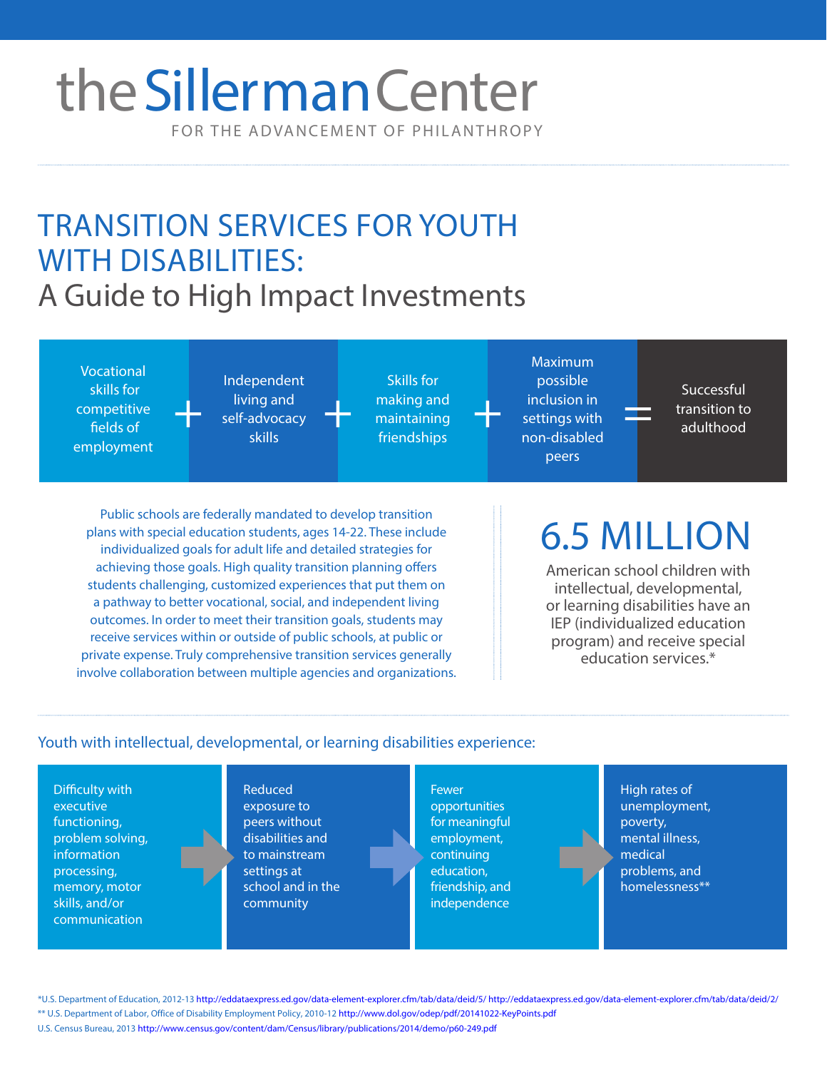# the Sillerman Center

FOR THE ADVANCEMENT OF PHILANTHROPY

# TRANSITION SERVICES FOR YOUTH WITH DISABILITIES:

## A Guide to High Impact Investments

Vocational skills for competitive fields of employment + Independent living and self-advocacy skills + Skills for making and maintaining friendships + Maximum possible inclusion in settings with non-disabled peers = Successful transition to adulthood

Public schools are federally mandated to develop transition plans with special education students, ages 14-22. These include individualized goals for adult life and detailed strategies for achieving those goals. High quality transition planning offers students challenging, customized experiences that put them on a pathway to better vocational, social, and independent living outcomes. In order to meet their transition goals, students may receive services within or outside of public schools, at public or private expense. Truly comprehensive transition services generally involve collaboration between multiple agencies and organizations.

**6.5 MILLION**

American school children with intellectual, developmental, or learning disabilities have an IEP (individualized education program) and receive special education services.*

### Youth with intellectual, developmental, or learning disabilities experience:

Difficulty with executive functioning, problem solving, information processing, memory, motor skills, and/or communication → Reduced exposure to peers without disabilities and to mainstream settings at school and in the community → Fewer opportunities for meaningful employment, continuing education, friendship, and independence → High rates of unemployment, poverty, mental illness, medical problems, and homelessness**

*U.S. Department of Education, 2012-13 http://eddataexpress.ed.gov/data-element-explorer.cfm/tab/data/deid/5/ http://eddataexpress.ed.gov/data-element-explorer.cfm/tab/data/deid/2/

** U.S. Department of Labor, Office of Disability Employment Policy, 2010-12 http://www.dol.gov/odep/pdf/20141022-KeyPoints.pdf

U.S. Census Bureau, 2013 http://www.census.gov/content/dam/Census/library/publications/2014/demo/p60-249.pdf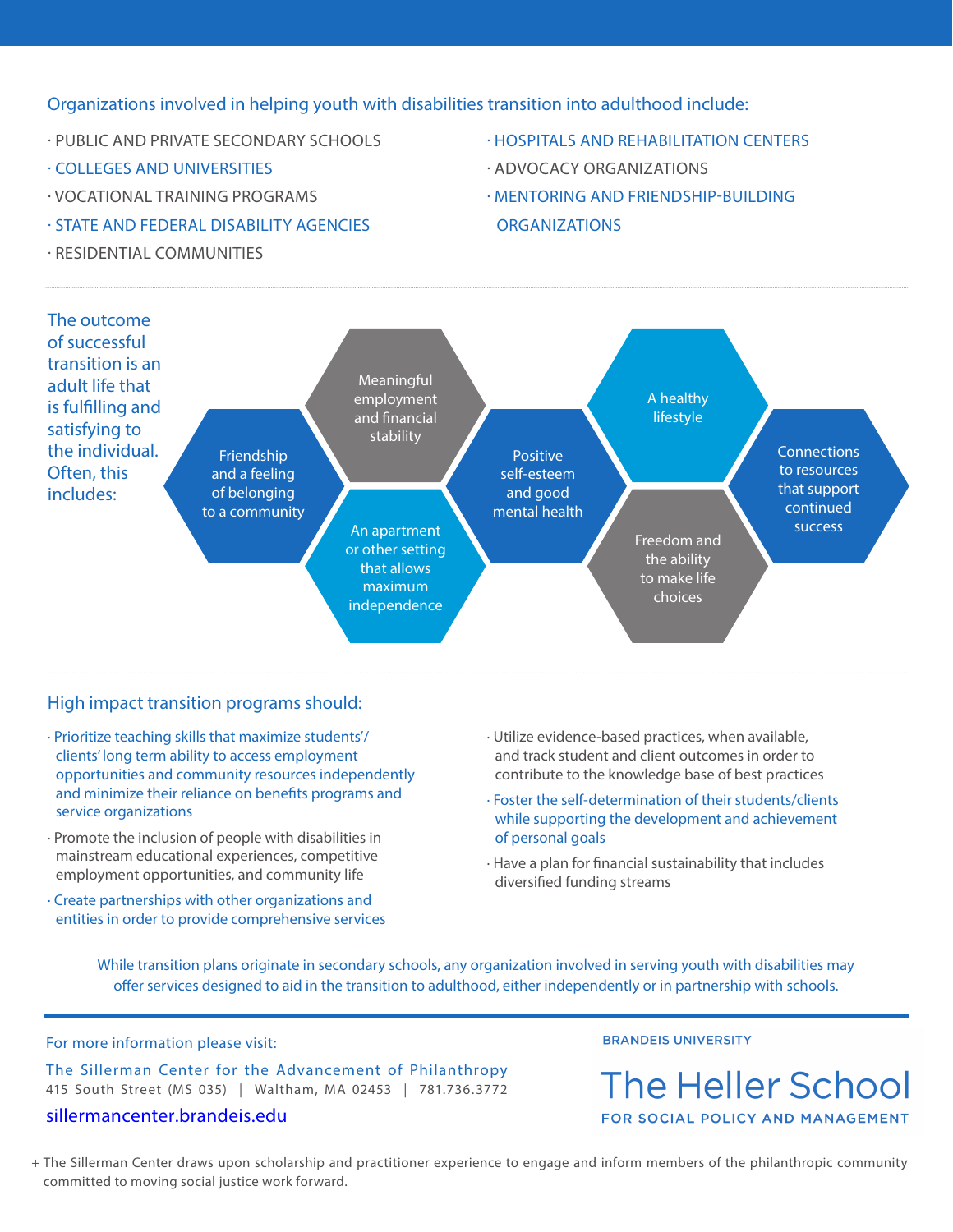Organizations involved in helping youth with disabilities transition into adulthood include:

- PUBLIC AND PRIVATE SECONDARY SCHOOLS
- COLLEGES AND UNIVERSITIES
- VOCATIONAL TRAINING PROGRAMS
- STATE AND FEDERAL DISABILITY AGENCIES
- RESIDENTIAL COMMUNITIES
- HOSPITALS AND REHABILITATION CENTERS
- ADVOCACY ORGANIZATIONS
- MENTORING AND FRIENDSHIP-BUILDING ORGANIZATIONS

The outcome of successful transition is an adult life that is fulfilling and satisfying to the individual. Often, this includes:

- Friendship and a feeling of belonging to a community
- Meaningful employment and financial stability
- An apartment or other setting that allows maximum independence
- Positive self-esteem and good mental health
- A healthy lifestyle
- Freedom and the ability to make life choices
- Connections to resources that support continued success

High impact transition programs should:

- Prioritize teaching skills that maximize students'/clients' long term ability to access employment opportunities and community resources independently and minimize their reliance on benefits programs and service organizations
- Promote the inclusion of people with disabilities in mainstream educational experiences, competitive employment opportunities, and community life
- Create partnerships with other organizations and entities in order to provide comprehensive services
- Utilize evidence-based practices, when available, and track student and client outcomes in order to contribute to the knowledge base of best practices
- Foster the self-determination of their students/clients while supporting the development and achievement of personal goals
- Have a plan for financial sustainability that includes diversified funding streams

While transition plans originate in secondary schools, any organization involved in serving youth with disabilities may offer services designed to aid in the transition to adulthood, either independently or in partnership with schools.

For more information please visit:

The Sillerman Center for the Advancement of Philanthropy
415 South Street (MS 035) | Waltham, MA 02453 | 781.736.3772

sillermancenter.brandeis.edu

BRANDEIS UNIVERSITY
The Heller School
FOR SOCIAL POLICY AND MANAGEMENT

+ The Sillerman Center draws upon scholarship and practitioner experience to engage and inform members of the philanthropic community committed to moving social justice work forward.